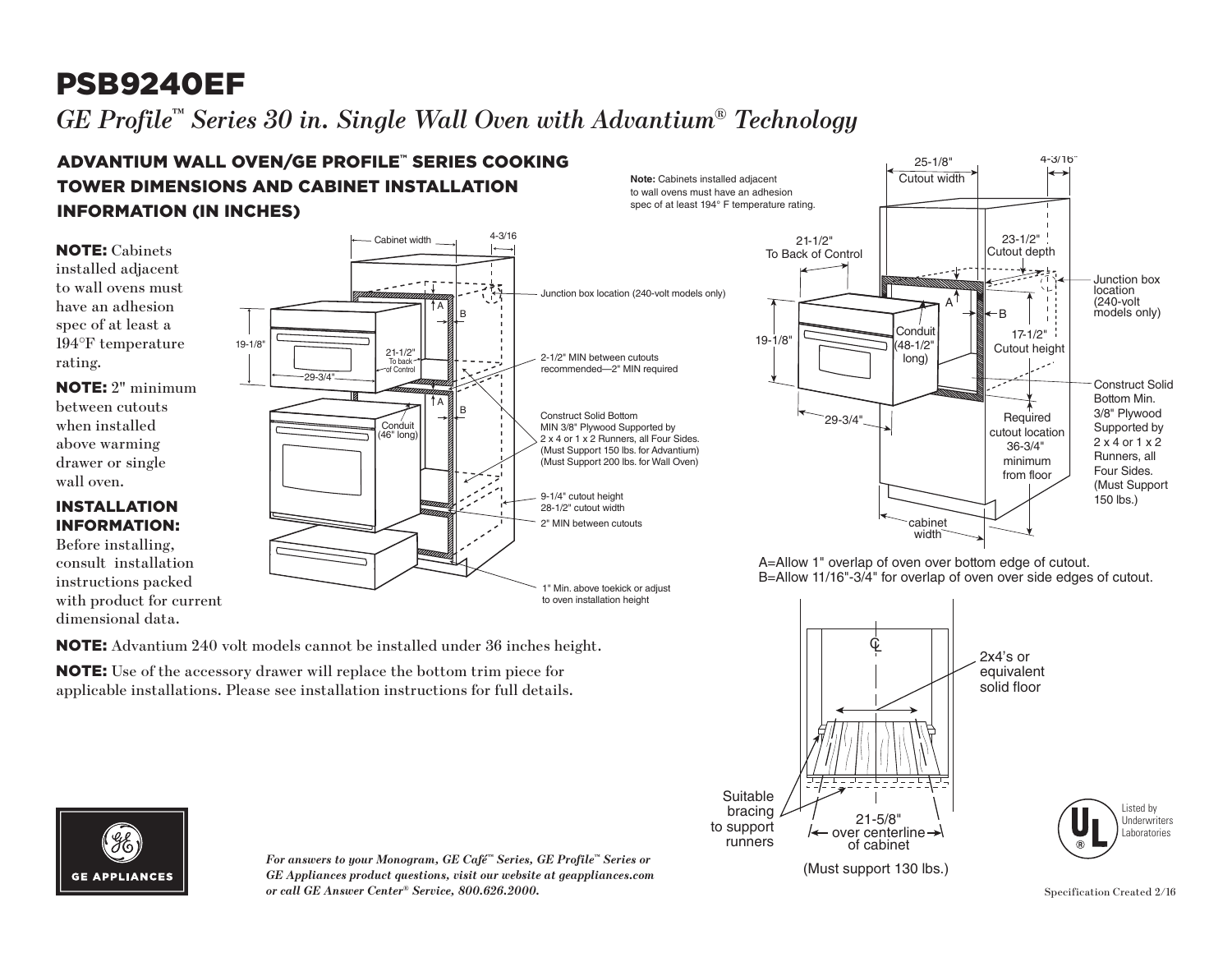# PSB9240EF

*GE Profile™ Series 30 in. Single Wall Oven with Advantium® Technology*

## ADVANTIUM WALL OVEN/GE PROFILE™ SERIES COOKING TOWER DIMENSIONS AND CABINET INSTALLATION INFORMATION (IN INCHES)

**NOTE:** Cabinets installed adjacent to wall ovens must have an adhesion spec of at least a 194°F temperature rating.

**NOTE:** 2" minimum between cutouts when installed above warming drawer or single wall oven.

### INSTALLATION INFORMATION:

Before installing, consult installation instructions packed with product for current dimensional data.

Cabinet width
4-3/16
19-1/8"
29-3/4"
21-1/2" To back of Control
Conduit (46" long)
A
B
Junction box location (240-volt models only)
2-1/2" MIN between cutouts recommended—2" MIN required
Construct Solid Bottom MIN 3/8" Plywood Supported by 2 x 4 or 1 x 2 Runners, all Four Sides. (Must Support 150 lbs. for Advantium) (Must Support 200 lbs. for Wall Oven)
9-1/4" cutout height
28-1/2" cutout width
2" MIN between cutouts
1" Min. above toekick or adjust to oven installation height

**Note:** Cabinets installed adjacent to wall ovens must have an adhesion spec of at least 194° F temperature rating.

25-1/8" Cutout width
4-3/16"
21-1/2" To Back of Control
23-1/2" Cutout depth
Junction box location (240-volt models only)
19-1/8"
Conduit (48-1/2" long)
A
B
17-1/2" Cutout height
Construct Solid Bottom Min. 3/8" Plywood Supported by 2 x 4 or 1 x 2 Runners, all Four Sides. (Must Support 150 lbs.)
29-3/4"
Required cutout location 36-3/4" minimum from floor
cabinet width

A=Allow 1" overlap of oven over bottom edge of cutout.
B=Allow 11/16"-3/4" for overlap of oven over side edges of cutout.

2x4's or equivalent solid floor
Suitable bracing to support runners
21-5/8" over centerline of cabinet
(Must support 130 lbs.)

**NOTE:** Advantium 240 volt models cannot be installed under 36 inches height.

**NOTE:** Use of the accessory drawer will replace the bottom trim piece for applicable installations. Please see installation instructions for full details.

GE APPLIANCES

***For answers to your Monogram, GE Café™ Series, GE Profile™ Series or GE Appliances product questions, visit our website at geappliances.com or call GE Answer Center® Service, 800.626.2000.***

Listed by Underwriters Laboratories

Specification Created 2/16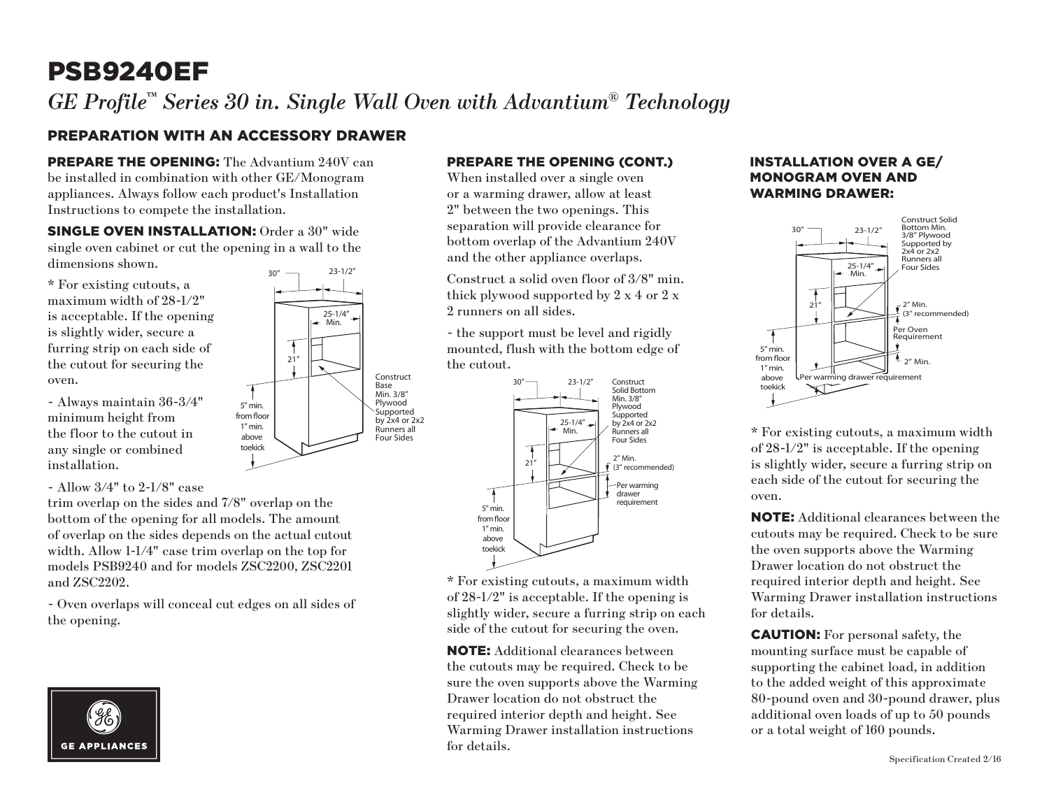# PSB9240EF

*GE Profile™ Series 30 in. Single Wall Oven with Advantium® Technology*

## PREPARATION WITH AN ACCESSORY DRAWER

**PREPARE THE OPENING:** The Advantium 240V can be installed in combination with other GE/Monogram appliances. Always follow each product's Installation Instructions to compete the installation.

**SINGLE OVEN INSTALLATION:** Order a 30" wide single oven cabinet or cut the opening in a wall to the dimensions shown.

* For existing cutouts, a maximum width of 28-1/2" is acceptable. If the opening is slightly wider, secure a furring strip on each side of the cutout for securing the oven.

- Always maintain 36-3/4" minimum height from the floor to the cutout in any single or combined installation.

- Allow 3/4" to 2-1/8" case trim overlap on the sides and 7/8" overlap on the bottom of the opening for all models. The amount of overlap on the sides depends on the actual cutout width. Allow 1-1/4" case trim overlap on the top for models PSB9240 and for models ZSC2200, ZSC2201 and ZSC2202.

- Oven overlaps will conceal cut edges on all sides of the opening.

30" | 23-1/2" | 25-1/4" Min. | 21" | 5" min. from floor 1" min. above toekick | Construct Base Min. 3/8" Plywood Supported by 2x4 or 2x2 Runners all Four Sides

### PREPARE THE OPENING (CONT.)

When installed over a single oven or a warming drawer, allow at least 2" between the two openings. This separation will provide clearance for bottom overlap of the Advantium 240V and the other appliance overlaps.

Construct a solid oven floor of 3/8" min. thick plywood supported by 2 x 4 or 2 x 2 runners on all sides.

- the support must be level and rigidly mounted, flush with the bottom edge of the cutout.

30" | 23-1/2" | 25-1/4" Min. | 21" | 5" min. from floor 1" min. above toekick | Construct Solid Bottom Min. 3/8" Plywood Supported by 2x4 or 2x2 Runners all Four Sides | 2" Min. (3" recommended) | Per warming drawer requirement

* For existing cutouts, a maximum width of 28-1/2" is acceptable. If the opening is slightly wider, secure a furring strip on each side of the cutout for securing the oven.

**NOTE:** Additional clearances between the cutouts may be required. Check to be sure the oven supports above the Warming Drawer location do not obstruct the required interior depth and height. See Warming Drawer installation instructions for details.

### INSTALLATION OVER A GE/ MONOGRAM OVEN AND WARMING DRAWER:

30" | 23-1/2" | 25-1/4" Min. | 21" | Construct Solid Bottom Min. 3/8" Plywood Supported by 2x4 or 2x2 Runners all Four Sides | 2" Min. (3" recommended) | Per Oven Requirement | 2" Min. | 5" min. from floor 1" min. above toekick | Per warming drawer requirement

* For existing cutouts, a maximum width of 28-1/2" is acceptable. If the opening is slightly wider, secure a furring strip on each side of the cutout for securing the oven.

**NOTE:** Additional clearances between the cutouts may be required. Check to be sure the oven supports above the Warming Drawer location do not obstruct the required interior depth and height. See Warming Drawer installation instructions for details.

**CAUTION:** For personal safety, the mounting surface must be capable of supporting the cabinet load, in addition to the added weight of this approximate 80-pound oven and 30-pound drawer, plus additional oven loads of up to 50 pounds or a total weight of 160 pounds.

GE APPLIANCES

Specification Created 2/16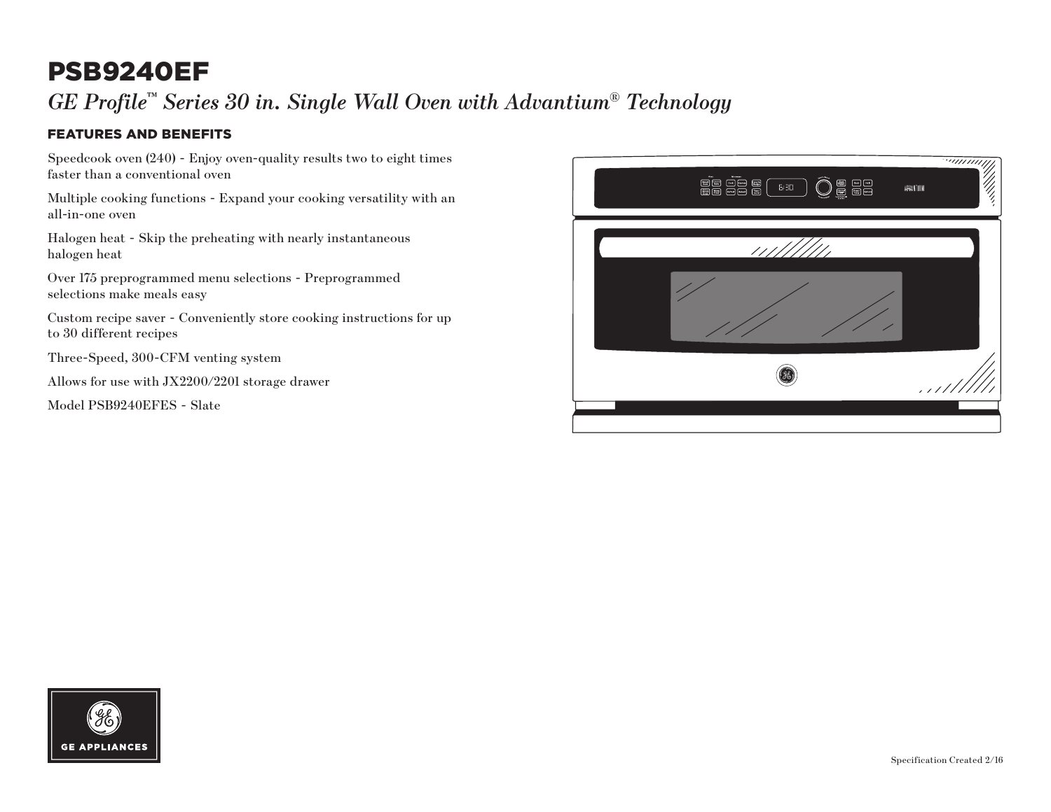# PSB9240EF

*GE Profile™ Series 30 in. Single Wall Oven with Advantium® Technology*

### FEATURES AND BENEFITS

Speedcook oven (240) - Enjoy oven-quality results two to eight times faster than a conventional oven

Multiple cooking functions - Expand your cooking versatility with an all-in-one oven

Halogen heat - Skip the preheating with nearly instantaneous halogen heat

Over 175 preprogrammed menu selections - Preprogrammed selections make meals easy

Custom recipe saver - Conveniently store cooking instructions for up to 30 different recipes

Three-Speed, 300-CFM venting system

Allows for use with JX2200/2201 storage drawer

Model PSB9240EFES - Slate

GE APPLIANCES

Specification Created 2/16